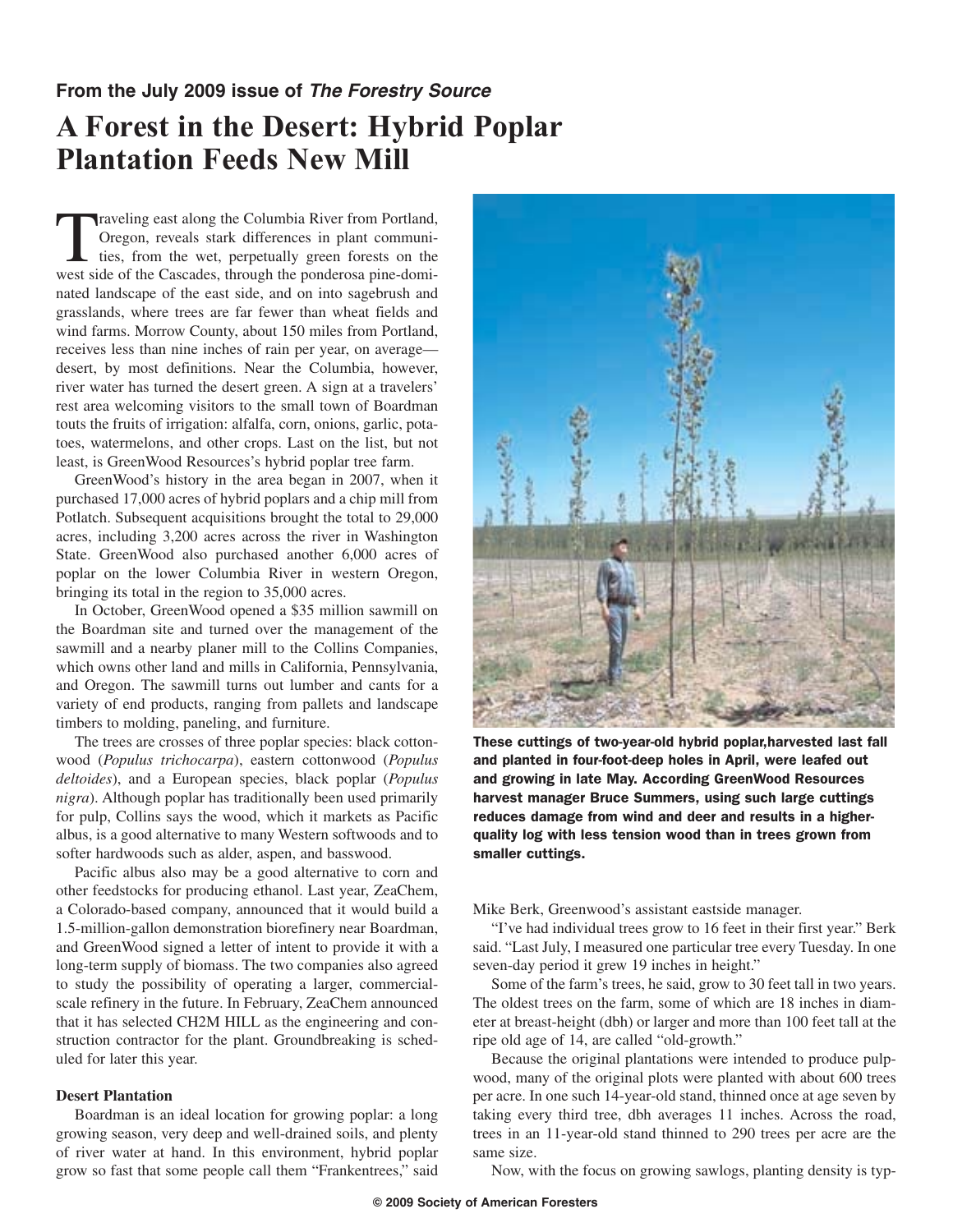**From the July 2009 issue of *The Forestry Source***

# A Forest in the Desert: Hybrid Poplar Plantation Feeds New Mill

Traveling east along the Columbia River from Portland, Oregon, reveals stark differences in plant communities, from the wet, perpetually green forests on the west side of the Cascades, through the ponderosa pine-dominated landscape of the east side, and on into sagebrush and grasslands, where trees are far fewer than wheat fields and wind farms. Morrow County, about 150 miles from Portland, receives less than nine inches of rain per year, on average—desert, by most definitions. Near the Columbia, however, river water has turned the desert green. A sign at a travelers' rest area welcoming visitors to the small town of Boardman touts the fruits of irrigation: alfalfa, corn, onions, garlic, potatoes, watermelons, and other crops. Last on the list, but not least, is GreenWood Resources's hybrid poplar tree farm.

GreenWood's history in the area began in 2007, when it purchased 17,000 acres of hybrid poplars and a chip mill from Potlatch. Subsequent acquisitions brought the total to 29,000 acres, including 3,200 acres across the river in Washington State. GreenWood also purchased another 6,000 acres of poplar on the lower Columbia River in western Oregon, bringing its total in the region to 35,000 acres.

In October, GreenWood opened a $35 million sawmill on the Boardman site and turned over the management of the sawmill and a nearby planer mill to the Collins Companies, which owns other land and mills in California, Pennsylvania, and Oregon. The sawmill turns out lumber and cants for a variety of end products, ranging from pallets and landscape timbers to molding, paneling, and furniture.

The trees are crosses of three poplar species: black cottonwood (*Populus trichocarpa*), eastern cottonwood (*Populus deltoides*), and a European species, black poplar (*Populus nigra*). Although poplar has traditionally been used primarily for pulp, Collins says the wood, which it markets as Pacific albus, is a good alternative to many Western softwoods and to softer hardwoods such as alder, aspen, and basswood.

Pacific albus also may be a good alternative to corn and other feedstocks for producing ethanol. Last year, ZeaChem, a Colorado-based company, announced that it would build a 1.5-million-gallon demonstration biorefinery near Boardman, and GreenWood signed a letter of intent to provide it with a long-term supply of biomass. The two companies also agreed to study the possibility of operating a larger, commercial-scale refinery in the future. In February, ZeaChem announced that it has selected CH2M HILL as the engineering and construction contractor for the plant. Groundbreaking is scheduled for later this year.

**Desert Plantation**

Boardman is an ideal location for growing poplar: a long growing season, very deep and well-drained soils, and plenty of river water at hand. In this environment, hybrid poplar grow so fast that some people call them "Frankentrees," said Mike Berk, Greenwood's assistant eastside manager.

**These cuttings of two-year-old hybrid poplar,harvested last fall and planted in four-foot-deep holes in April, were leafed out and growing in late May. According GreenWood Resources harvest manager Bruce Summers, using such large cuttings reduces damage from wind and deer and results in a higher-quality log with less tension wood than in trees grown from smaller cuttings.**

"I've had individual trees grow to 16 feet in their first year." Berk said. "Last July, I measured one particular tree every Tuesday. In one seven-day period it grew 19 inches in height."

Some of the farm's trees, he said, grow to 30 feet tall in two years. The oldest trees on the farm, some of which are 18 inches in diameter at breast-height (dbh) or larger and more than 100 feet tall at the ripe old age of 14, are called "old-growth."

Because the original plantations were intended to produce pulpwood, many of the original plots were planted with about 600 trees per acre. In one such 14-year-old stand, thinned once at age seven by taking every third tree, dbh averages 11 inches. Across the road, trees in an 11-year-old stand thinned to 290 trees per acre are the same size.

Now, with the focus on growing sawlogs, planting density is typ-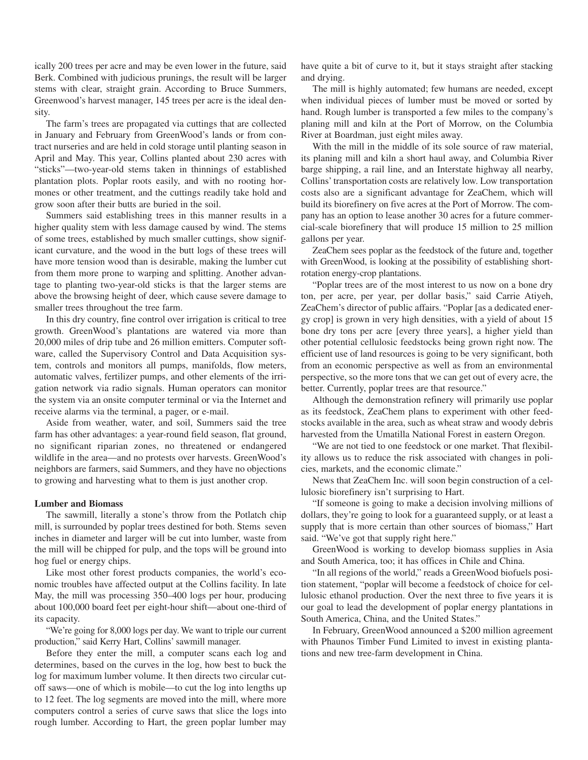ically 200 trees per acre and may be even lower in the future, said Berk. Combined with judicious prunings, the result will be larger stems with clear, straight grain. According to Bruce Summers, Greenwood's harvest manager, 145 trees per acre is the ideal density.

The farm's trees are propagated via cuttings that are collected in January and February from GreenWood's lands or from contract nurseries and are held in cold storage until planting season in April and May. This year, Collins planted about 230 acres with "sticks"—two-year-old stems taken in thinnings of established plantation plots. Poplar roots easily, and with no rooting hormones or other treatment, and the cuttings readily take hold and grow soon after their butts are buried in the soil.

Summers said establishing trees in this manner results in a higher quality stem with less damage caused by wind. The stems of some trees, established by much smaller cuttings, show significant curvature, and the wood in the butt logs of these trees will have more tension wood than is desirable, making the lumber cut from them more prone to warping and splitting. Another advantage to planting two-year-old sticks is that the larger stems are above the browsing height of deer, which cause severe damage to smaller trees throughout the tree farm.

In this dry country, fine control over irrigation is critical to tree growth. GreenWood's plantations are watered via more than 20,000 miles of drip tube and 26 million emitters. Computer software, called the Supervisory Control and Data Acquisition system, controls and monitors all pumps, manifolds, flow meters, automatic valves, fertilizer pumps, and other elements of the irrigation network via radio signals. Human operators can monitor the system via an onsite computer terminal or via the Internet and receive alarms via the terminal, a pager, or e-mail.

Aside from weather, water, and soil, Summers said the tree farm has other advantages: a year-round field season, flat ground, no significant riparian zones, no threatened or endangered wildlife in the area—and no protests over harvests. GreenWood's neighbors are farmers, said Summers, and they have no objections to growing and harvesting what to them is just another crop.

**Lumber and Biomass**

The sawmill, literally a stone's throw from the Potlatch chip mill, is surrounded by poplar trees destined for both. Stems seven inches in diameter and larger will be cut into lumber, waste from the mill will be chipped for pulp, and the tops will be ground into hog fuel or energy chips.

Like most other forest products companies, the world's economic troubles have affected output at the Collins facility. In late May, the mill was processing 350–400 logs per hour, producing about 100,000 board feet per eight-hour shift—about one-third of its capacity.

"We're going for 8,000 logs per day. We want to triple our current production," said Kerry Hart, Collins' sawmill manager.

Before they enter the mill, a computer scans each log and determines, based on the curves in the log, how best to buck the log for maximum lumber volume. It then directs two circular cutoff saws—one of which is mobile—to cut the log into lengths up to 12 feet. The log segments are moved into the mill, where more computers control a series of curve saws that slice the logs into rough lumber. According to Hart, the green poplar lumber may have quite a bit of curve to it, but it stays straight after stacking and drying.

The mill is highly automated; few humans are needed, except when individual pieces of lumber must be moved or sorted by hand. Rough lumber is transported a few miles to the company's planing mill and kiln at the Port of Morrow, on the Columbia River at Boardman, just eight miles away.

With the mill in the middle of its sole source of raw material, its planing mill and kiln a short haul away, and Columbia River barge shipping, a rail line, and an Interstate highway all nearby, Collins' transportation costs are relatively low. Low transportation costs also are a significant advantage for ZeaChem, which will build its biorefinery on five acres at the Port of Morrow. The company has an option to lease another 30 acres for a future commercial-scale biorefinery that will produce 15 million to 25 million gallons per year.

ZeaChem sees poplar as the feedstock of the future and, together with GreenWood, is looking at the possibility of establishing short-rotation energy-crop plantations.

"Poplar trees are of the most interest to us now on a bone dry ton, per acre, per year, per dollar basis," said Carrie Atiyeh, ZeaChem's director of public affairs. "Poplar [as a dedicated energy crop] is grown in very high densities, with a yield of about 15 bone dry tons per acre [every three years], a higher yield than other potential cellulosic feedstocks being grown right now. The efficient use of land resources is going to be very significant, both from an economic perspective as well as from an environmental perspective, so the more tons that we can get out of every acre, the better. Currently, poplar trees are that resource."

Although the demonstration refinery will primarily use poplar as its feedstock, ZeaChem plans to experiment with other feedstocks available in the area, such as wheat straw and woody debris harvested from the Umatilla National Forest in eastern Oregon.

"We are not tied to one feedstock or one market. That flexibility allows us to reduce the risk associated with changes in policies, markets, and the economic climate."

News that ZeaChem Inc. will soon begin construction of a cellulosic biorefinery isn't surprising to Hart.

"If someone is going to make a decision involving millions of dollars, they're going to look for a guaranteed supply, or at least a supply that is more certain than other sources of biomass," Hart said. "We've got that supply right here."

GreenWood is working to develop biomass supplies in Asia and South America, too; it has offices in Chile and China.

"In all regions of the world," reads a GreenWood biofuels position statement, "poplar will become a feedstock of choice for cellulosic ethanol production. Over the next three to five years it is our goal to lead the development of poplar energy plantations in South America, China, and the United States."

In February, GreenWood announced a $200 million agreement with Phaunos Timber Fund Limited to invest in existing plantations and new tree-farm development in China.